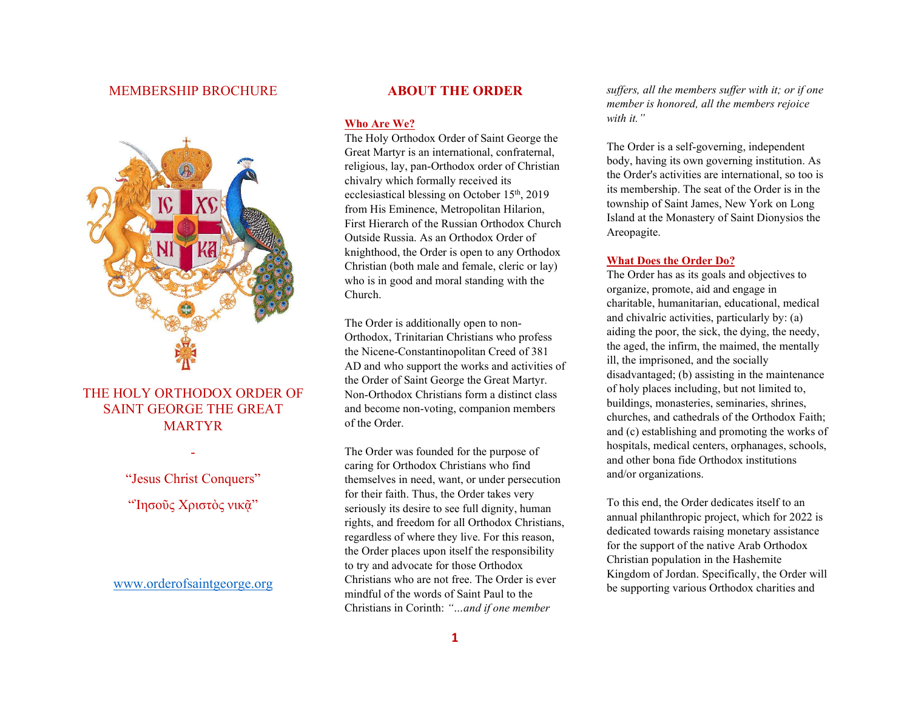MEMBERSHIP BROCHURE

# THE HOLY ORTHODOX ORDER OF SAINT GEORGE THE GREAT MARTYR

-

"Jesus Christ Conquers"

"Ιησοῦς Χριστὸς νικᾷ"

www.orderofsaintgeorge.org

## ABOUT THE ORDER

### Who Are We?

The Holy Orthodox Order of Saint George the Great Martyr is an international, confraternal, religious, lay, pan-Orthodox order of Christian chivalry which formally received its ecclesiastical blessing on October 15th, 2019 from His Eminence, Metropolitan Hilarion, First Hierarch of the Russian Orthodox Church Outside Russia. As an Orthodox Order of knighthood, the Order is open to any Orthodox Christian (both male and female, cleric or lay) who is in good and moral standing with the Church.

The Order is additionally open to non-Orthodox, Trinitarian Christians who profess the Nicene-Constantinopolitan Creed of 381 AD and who support the works and activities of the Order of Saint George the Great Martyr. Non-Orthodox Christians form a distinct class and become non-voting, companion members of the Order.

The Order was founded for the purpose of caring for Orthodox Christians who find themselves in need, want, or under persecution for their faith. Thus, the Order takes very seriously its desire to see full dignity, human rights, and freedom for all Orthodox Christians, regardless of where they live. For this reason, the Order places upon itself the responsibility to try and advocate for those Orthodox Christians who are not free. The Order is ever mindful of the words of Saint Paul to the Christians in Corinth: *"…and if one member suffers, all the members suffer with it; or if one member is honored, all the members rejoice with it."*

The Order is a self-governing, independent body, having its own governing institution. As the Order's activities are international, so too is its membership. The seat of the Order is in the township of Saint James, New York on Long Island at the Monastery of Saint Dionysios the Areopagite.

### What Does the Order Do?

The Order has as its goals and objectives to organize, promote, aid and engage in charitable, humanitarian, educational, medical and chivalric activities, particularly by: (a) aiding the poor, the sick, the dying, the needy, the aged, the infirm, the maimed, the mentally ill, the imprisoned, and the socially disadvantaged; (b) assisting in the maintenance of holy places including, but not limited to, buildings, monasteries, seminaries, shrines, churches, and cathedrals of the Orthodox Faith; and (c) establishing and promoting the works of hospitals, medical centers, orphanages, schools, and other bona fide Orthodox institutions and/or organizations.

To this end, the Order dedicates itself to an annual philanthropic project, which for 2022 is dedicated towards raising monetary assistance for the support of the native Arab Orthodox Christian population in the Hashemite Kingdom of Jordan. Specifically, the Order will be supporting various Orthodox charities and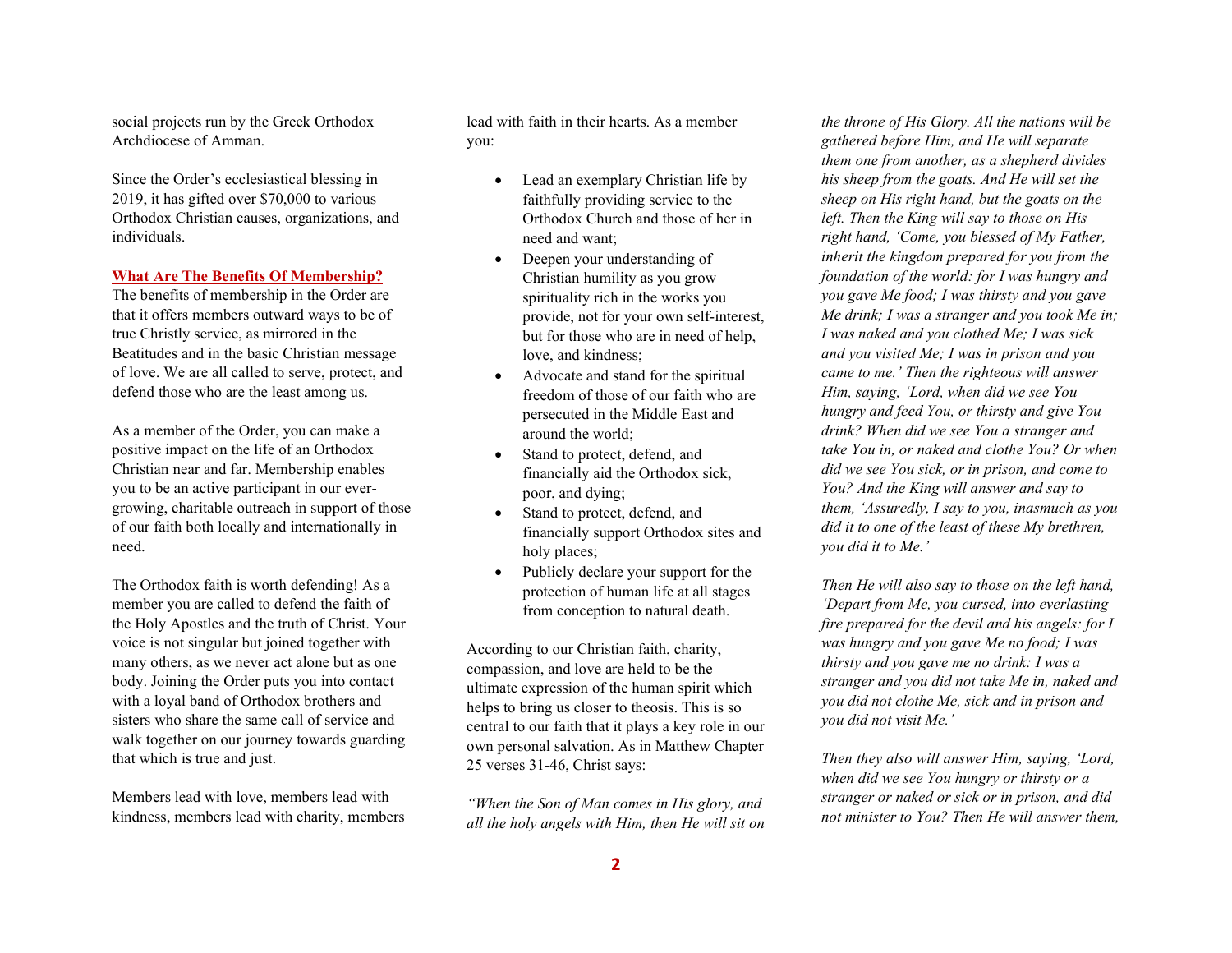social projects run by the Greek Orthodox Archdiocese of Amman.

Since the Order's ecclesiastical blessing in 2019, it has gifted over $70,000 to various Orthodox Christian causes, organizations, and individuals.

## What Are The Benefits Of Membership?

The benefits of membership in the Order are that it offers members outward ways to be of true Christly service, as mirrored in the Beatitudes and in the basic Christian message of love. We are all called to serve, protect, and defend those who are the least among us.

As a member of the Order, you can make a positive impact on the life of an Orthodox Christian near and far. Membership enables you to be an active participant in our ever-growing, charitable outreach in support of those of our faith both locally and internationally in need.

The Orthodox faith is worth defending! As a member you are called to defend the faith of the Holy Apostles and the truth of Christ. Your voice is not singular but joined together with many others, as we never act alone but as one body. Joining the Order puts you into contact with a loyal band of Orthodox brothers and sisters who share the same call of service and walk together on our journey towards guarding that which is true and just.

Members lead with love, members lead with kindness, members lead with charity, members lead with faith in their hearts. As a member you:

- Lead an exemplary Christian life by faithfully providing service to the Orthodox Church and those of her in need and want;
- Deepen your understanding of Christian humility as you grow spirituality rich in the works you provide, not for your own self-interest, but for those who are in need of help, love, and kindness;
- Advocate and stand for the spiritual freedom of those of our faith who are persecuted in the Middle East and around the world;
- Stand to protect, defend, and financially aid the Orthodox sick, poor, and dying;
- Stand to protect, defend, and financially support Orthodox sites and holy places;
- Publicly declare your support for the protection of human life at all stages from conception to natural death.

According to our Christian faith, charity, compassion, and love are held to be the ultimate expression of the human spirit which helps to bring us closer to theosis. This is so central to our faith that it plays a key role in our own personal salvation. As in Matthew Chapter 25 verses 31-46, Christ says:

*"When the Son of Man comes in His glory, and all the holy angels with Him, then He will sit on the throne of His Glory. All the nations will be gathered before Him, and He will separate them one from another, as a shepherd divides his sheep from the goats. And He will set the sheep on His right hand, but the goats on the left. Then the King will say to those on His right hand, 'Come, you blessed of My Father, inherit the kingdom prepared for you from the foundation of the world: for I was hungry and you gave Me food; I was thirsty and you gave Me drink; I was a stranger and you took Me in; I was naked and you clothed Me; I was sick and you visited Me; I was in prison and you came to Me.' Then the righteous will answer Him, saying, 'Lord, when did we see You hungry and feed You, or thirsty and give You drink? When did we see You a stranger and take You in, or naked and clothe You? Or when did we see You sick, or in prison, and come to You? And the King will answer and say to them, 'Assuredly, I say to you, inasmuch as you did it to one of the least of these My brethren, you did it to Me.'*

*Then He will also say to those on the left hand, 'Depart from Me, you cursed, into everlasting fire prepared for the devil and his angels: for I was hungry and you gave Me no food; I was thirsty and you gave me no drink: I was a stranger and you did not take Me in, naked and you did not clothe Me, sick and in prison and you did not visit Me.'*

*Then they also will answer Him, saying, 'Lord, when did we see You hungry or thirsty or a stranger or naked or sick or in prison, and did not minister to You? Then He will answer them,*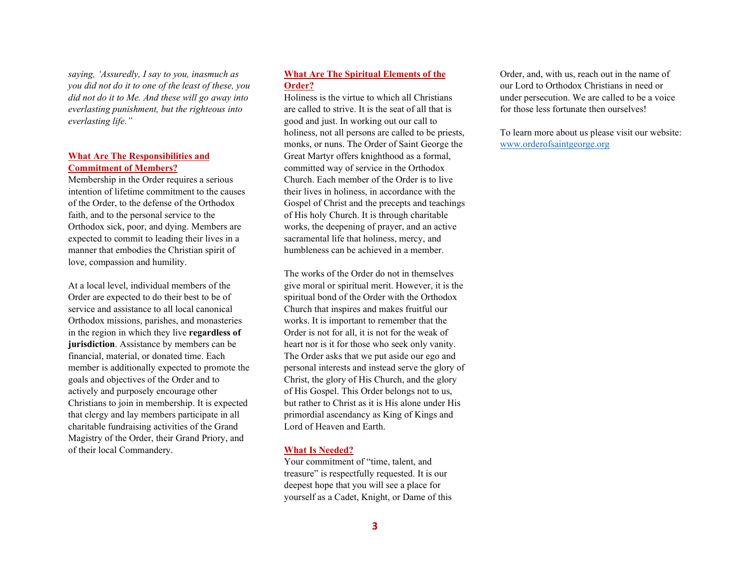*saying, 'Assuredly, I say to you, inasmuch as you did not do it to one of the least of these, you did not do it to Me. And these will go away into everlasting punishment, but the righteous into everlasting life."*

## What Are The Responsibilities and Commitment of Members?

Membership in the Order requires a serious intention of lifetime commitment to the causes of the Order, to the defense of the Orthodox faith, and to the personal service to the Orthodox sick, poor, and dying. Members are expected to commit to leading their lives in a manner that embodies the Christian spirit of love, compassion and humility.

At a local level, individual members of the Order are expected to do their best to be of service and assistance to all local canonical Orthodox missions, parishes, and monasteries in the region in which they live **regardless of jurisdiction**. Assistance by members can be financial, material, or donated time. Each member is additionally expected to promote the goals and objectives of the Order and to actively and purposely encourage other Christians to join in membership. It is expected that clergy and lay members participate in all charitable fundraising activities of the Grand Magistry of the Order, their Grand Priory, and of their local Commandery.

## What Are The Spiritual Elements of the Order?

Holiness is the virtue to which all Christians are called to strive. It is the seat of all that is good and just. In working out our call to holiness, not all persons are called to be priests, monks, or nuns. The Order of Saint George the Great Martyr offers knighthood as a formal, committed way of service in the Orthodox Church. Each member of the Order is to live their lives in holiness, in accordance with the Gospel of Christ and the precepts and teachings of His holy Church. It is through charitable works, the deepening of prayer, and an active sacramental life that holiness, mercy, and humbleness can be achieved in a member.

The works of the Order do not in themselves give moral or spiritual merit. However, it is the spiritual bond of the Order with the Orthodox Church that inspires and makes fruitful our works. It is important to remember that the Order is not for all, it is not for the weak of heart nor is it for those who seek only vanity. The Order asks that we put aside our ego and personal interests and instead serve the glory of Christ, the glory of His Church, and the glory of His Gospel. This Order belongs not to us, but rather to Christ as it is His alone under His primordial ascendancy as King of Kings and Lord of Heaven and Earth.

## What Is Needed?

Your commitment of "time, talent, and treasure" is respectfully requested. It is our deepest hope that you will see a place for yourself as a Cadet, Knight, or Dame of this Order, and, with us, reach out in the name of our Lord to Orthodox Christians in need or under persecution. We are called to be a voice for those less fortunate then ourselves!

To learn more about us please visit our website: www.orderofsaintgeorge.org